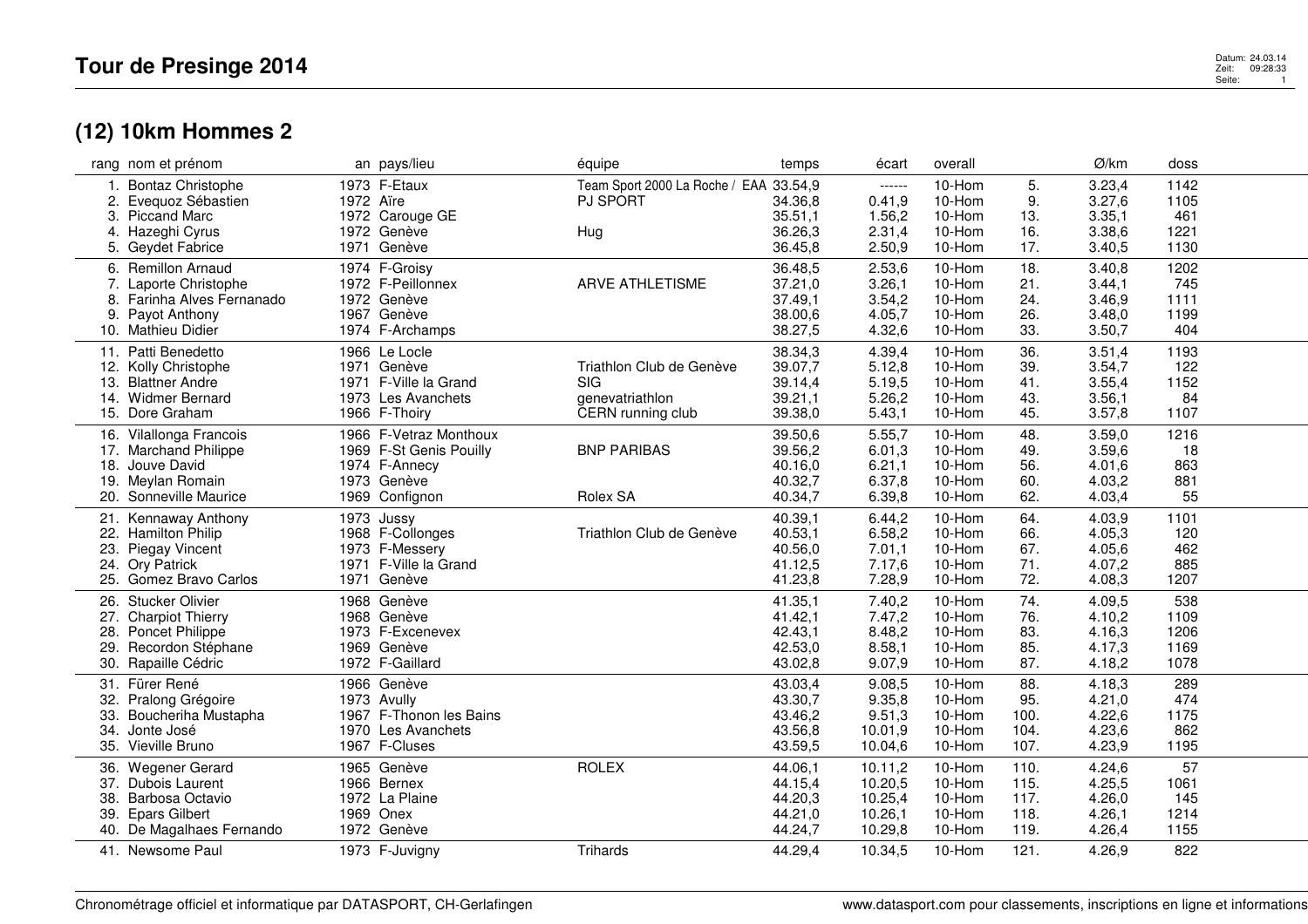# Tour de Presinge 2014

## (12) 10km Hommes 2

| rang | nom et prénom | an | pays/lieu | équipe | temps | écart | overall | | Ø/km | doss |
|---|---|---|---|---|---|---|---|---|---|---|
| 1. | Bontaz Christophe | 1973 | F-Etaux | Team Sport 2000 La Roche / EAA | 33.54,9 | ------ | 10-Hom | 5. | 3.23,4 | 1142 |
| 2. | Evequoz Sébastien | 1972 | Aïre | PJ SPORT | 34.36,8 | 0.41,9 | 10-Hom | 9. | 3.27,6 | 1105 |
| 3. | Piccand Marc | 1972 | Carouge GE | | 35.51,1 | 1.56,2 | 10-Hom | 13. | 3.35,1 | 461 |
| 4. | Hazeghi Cyrus | 1972 | Genève | Hug | 36.26,3 | 2.31,4 | 10-Hom | 16. | 3.38,6 | 1221 |
| 5. | Geydet Fabrice | 1971 | Genève | | 36.45,8 | 2.50,9 | 10-Hom | 17. | 3.40,5 | 1130 |
| 6. | Remillon Arnaud | 1974 | F-Groisy | | 36.48,5 | 2.53,6 | 10-Hom | 18. | 3.40,8 | 1202 |
| 7. | Laporte Christophe | 1972 | F-Peillonnex | ARVE ATHLETISME | 37.21,0 | 3.26,1 | 10-Hom | 21. | 3.44,1 | 745 |
| 8. | Farinha Alves Fernanado | 1972 | Genève | | 37.49,1 | 3.54,2 | 10-Hom | 24. | 3.46,9 | 1111 |
| 9. | Payot Anthony | 1967 | Genève | | 38.00,6 | 4.05,7 | 10-Hom | 26. | 3.48,0 | 1199 |
| 10. | Mathieu Didier | 1974 | F-Archamps | | 38.27,5 | 4.32,6 | 10-Hom | 33. | 3.50,7 | 404 |
| 11. | Patti Benedetto | 1966 | Le Locle | | 38.34,3 | 4.39,4 | 10-Hom | 36. | 3.51,4 | 1193 |
| 12. | Kolly Christophe | 1971 | Genève | Triathlon Club de Genève | 39.07,7 | 5.12,8 | 10-Hom | 39. | 3.54,7 | 122 |
| 13. | Blattner Andre | 1971 | F-Ville la Grand | SIG | 39.14,4 | 5.19,5 | 10-Hom | 41. | 3.55,4 | 1152 |
| 14. | Widmer Bernard | 1973 | Les Avanchets | genevatriathlon | 39.21,1 | 5.26,2 | 10-Hom | 43. | 3.56,1 | 84 |
| 15. | Dore Graham | 1966 | F-Thoiry | CERN running club | 39.38,0 | 5.43,1 | 10-Hom | 45. | 3.57,8 | 1107 |
| 16. | Vilallonga Francois | 1966 | F-Vetraz Monthoux | | 39.50,6 | 5.55,7 | 10-Hom | 48. | 3.59,0 | 1216 |
| 17. | Marchand Philippe | 1969 | F-St Genis Pouilly | BNP PARIBAS | 39.56,2 | 6.01,3 | 10-Hom | 49. | 3.59,6 | 18 |
| 18. | Jouve David | 1974 | F-Annecy | | 40.16,0 | 6.21,1 | 10-Hom | 56. | 4.01,6 | 863 |
| 19. | Meylan Romain | 1973 | Genève | | 40.32,7 | 6.37,8 | 10-Hom | 60. | 4.03,2 | 881 |
| 20. | Sonneville Maurice | 1969 | Confignon | Rolex SA | 40.34,7 | 6.39,8 | 10-Hom | 62. | 4.03,4 | 55 |
| 21. | Kennaway Anthony | 1973 | Jussy | | 40.39,1 | 6.44,2 | 10-Hom | 64. | 4.03,9 | 1101 |
| 22. | Hamilton Philip | 1968 | F-Collonges | Triathlon Club de Genève | 40.53,1 | 6.58,2 | 10-Hom | 66. | 4.05,3 | 120 |
| 23. | Piegay Vincent | 1973 | F-Messery | | 40.56,0 | 7.01,1 | 10-Hom | 67. | 4.05,6 | 462 |
| 24. | Ory Patrick | 1971 | F-Ville la Grand | | 41.12,5 | 7.17,6 | 10-Hom | 71. | 4.07,2 | 885 |
| 25. | Gomez Bravo Carlos | 1971 | Genève | | 41.23,8 | 7.28,9 | 10-Hom | 72. | 4.08,3 | 1207 |
| 26. | Stucker Olivier | 1968 | Genève | | 41.35,1 | 7.40,2 | 10-Hom | 74. | 4.09,5 | 538 |
| 27. | Charpiot Thierry | 1968 | Genève | | 41.42,1 | 7.47,2 | 10-Hom | 76. | 4.10,2 | 1109 |
| 28. | Poncet Philippe | 1973 | F-Excenevex | | 42.43,1 | 8.48,2 | 10-Hom | 83. | 4.16,3 | 1206 |
| 29. | Recordon Stéphane | 1969 | Genève | | 42.53,0 | 8.58,1 | 10-Hom | 85. | 4.17,3 | 1169 |
| 30. | Rapaille Cédric | 1972 | F-Gaillard | | 43.02,8 | 9.07,9 | 10-Hom | 87. | 4.18,2 | 1078 |
| 31. | Fürer René | 1966 | Genève | | 43.03,4 | 9.08,5 | 10-Hom | 88. | 4.18,3 | 289 |
| 32. | Pralong Grégoire | 1973 | Avully | | 43.30,7 | 9.35,8 | 10-Hom | 95. | 4.21,0 | 474 |
| 33. | Boucheriha Mustapha | 1967 | F-Thonon les Bains | | 43.46,2 | 9.51,3 | 10-Hom | 100. | 4.22,6 | 1175 |
| 34. | Jonte José | 1970 | Les Avanchets | | 43.56,8 | 10.01,9 | 10-Hom | 104. | 4.23,6 | 862 |
| 35. | Vieville Bruno | 1967 | F-Cluses | | 43.59,5 | 10.04,6 | 10-Hom | 107. | 4.23,9 | 1195 |
| 36. | Wegener Gerard | 1965 | Genève | ROLEX | 44.06,1 | 10.11,2 | 10-Hom | 110. | 4.24,6 | 57 |
| 37. | Dubois Laurent | 1966 | Bernex | | 44.15,4 | 10.20,5 | 10-Hom | 115. | 4.25,5 | 1061 |
| 38. | Barbosa Octavio | 1972 | La Plaine | | 44.20,3 | 10.25,4 | 10-Hom | 117. | 4.26,0 | 145 |
| 39. | Epars Gilbert | 1969 | Onex | | 44.21,0 | 10.26,1 | 10-Hom | 118. | 4.26,1 | 1214 |
| 40. | De Magalhaes Fernando | 1972 | Genève | | 44.24,7 | 10.29,8 | 10-Hom | 119. | 4.26,4 | 1155 |
| 41. | Newsome Paul | 1973 | F-Juvigny | Trihards | 44.29,4 | 10.34,5 | 10-Hom | 121. | 4.26,9 | 822 |

Chronométrage officiel et informatique par DATASPORT, CH-Gerlafingen — www.datasport.com pour classements, inscriptions en ligne et informations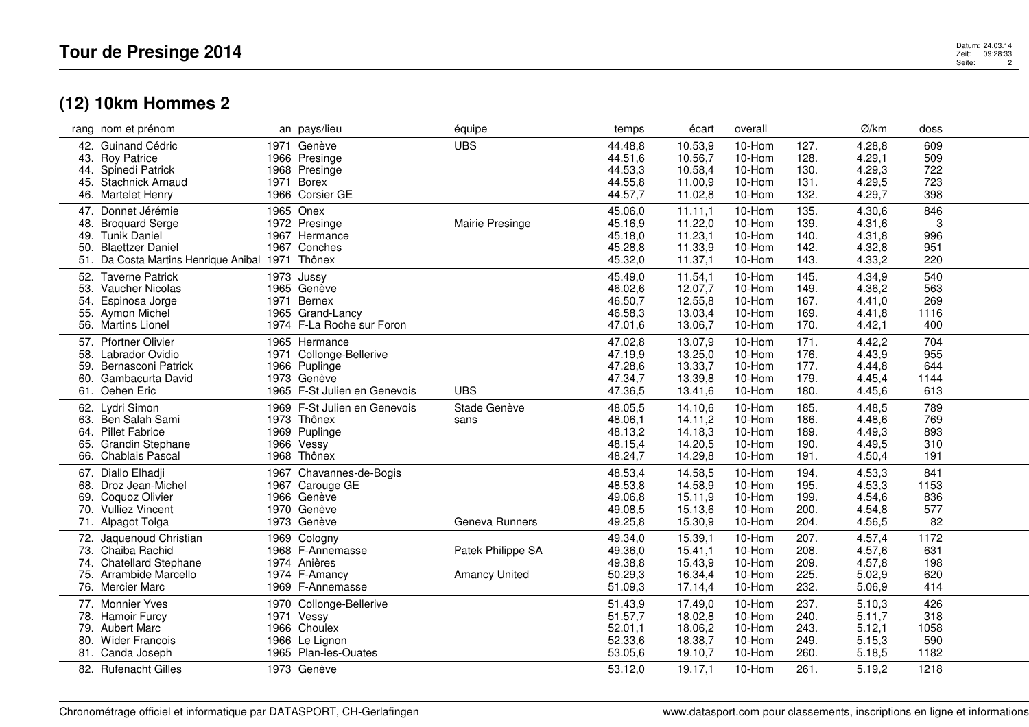# Tour de Presinge 2014

## (12) 10km Hommes 2

| rang | nom et prénom | an | pays/lieu | équipe | temps | écart | overall | | Ø/km | doss |
|---|---|---|---|---|---|---|---|---|---|---|
| 42. | Guinand Cédric | 1971 | Genève | UBS | 44.48,8 | 10.53,9 | 10-Hom | 127. | 4.28,8 | 609 |
| 43. | Roy Patrice | 1966 | Presinge | | 44.51,6 | 10.56,7 | 10-Hom | 128. | 4.29,1 | 509 |
| 44. | Spinedi Patrick | 1968 | Presinge | | 44.53,3 | 10.58,4 | 10-Hom | 130. | 4.29,3 | 722 |
| 45. | Stachnick Arnaud | 1971 | Borex | | 44.55,8 | 11.00,9 | 10-Hom | 131. | 4.29,5 | 723 |
| 46. | Martelet Henry | 1966 | Corsier GE | | 44.57,7 | 11.02,8 | 10-Hom | 132. | 4.29,7 | 398 |
| 47. | Donnet Jérémie | 1965 | Onex | | 45.06,0 | 11.11,1 | 10-Hom | 135. | 4.30,6 | 846 |
| 48. | Broquard Serge | 1972 | Presinge | Mairie Presinge | 45.16,9 | 11.22,0 | 10-Hom | 139. | 4.31,6 | 3 |
| 49. | Tunik Daniel | 1967 | Hermance | | 45.18,0 | 11.23,1 | 10-Hom | 140. | 4.31,8 | 996 |
| 50. | Blaettzer Daniel | 1967 | Conches | | 45.28,8 | 11.33,9 | 10-Hom | 142. | 4.32,8 | 951 |
| 51. | Da Costa Martins Henrique Anibal | 1971 | Thônex | | 45.32,0 | 11.37,1 | 10-Hom | 143. | 4.33,2 | 220 |
| 52. | Taverne Patrick | 1973 | Jussy | | 45.49,0 | 11.54,1 | 10-Hom | 145. | 4.34,9 | 540 |
| 53. | Vaucher Nicolas | 1965 | Genève | | 46.02,6 | 12.07,7 | 10-Hom | 149. | 4.36,2 | 563 |
| 54. | Espinosa Jorge | 1971 | Bernex | | 46.50,7 | 12.55,8 | 10-Hom | 167. | 4.41,0 | 269 |
| 55. | Aymon Michel | 1965 | Grand-Lancy | | 46.58,3 | 13.03,4 | 10-Hom | 169. | 4.41,8 | 1116 |
| 56. | Martins Lionel | 1974 | F-La Roche sur Foron | | 47.01,6 | 13.06,7 | 10-Hom | 170. | 4.42,1 | 400 |
| 57. | Pfortner Olivier | 1965 | Hermance | | 47.02,8 | 13.07,9 | 10-Hom | 171. | 4.42,2 | 704 |
| 58. | Labrador Ovidio | 1971 | Collonge-Bellerive | | 47.19,9 | 13.25,0 | 10-Hom | 176. | 4.43,9 | 955 |
| 59. | Bernasconi Patrick | 1966 | Puplinge | | 47.28,6 | 13.33,7 | 10-Hom | 177. | 4.44,8 | 644 |
| 60. | Gambacurta David | 1973 | Genève | | 47.34,7 | 13.39,8 | 10-Hom | 179. | 4.45,4 | 1144 |
| 61. | Oehen Eric | 1965 | F-St Julien en Genevois | UBS | 47.36,5 | 13.41,6 | 10-Hom | 180. | 4.45,6 | 613 |
| 62. | Lydri Simon | 1969 | F-St Julien en Genevois | Stade Genève | 48.05,5 | 14.10,6 | 10-Hom | 185. | 4.48,5 | 789 |
| 63. | Ben Salah Sami | 1973 | Thônex | sans | 48.06,1 | 14.11,2 | 10-Hom | 186. | 4.48,6 | 769 |
| 64. | Pillet Fabrice | 1969 | Puplinge | | 48.13,2 | 14.18,3 | 10-Hom | 189. | 4.49,3 | 893 |
| 65. | Grandin Stephane | 1966 | Vessy | | 48.15,4 | 14.20,5 | 10-Hom | 190. | 4.49,5 | 310 |
| 66. | Chablais Pascal | 1968 | Thônex | | 48.24,7 | 14.29,8 | 10-Hom | 191. | 4.50,4 | 191 |
| 67. | Diallo Elhadji | 1967 | Chavannes-de-Bogis | | 48.53,4 | 14.58,5 | 10-Hom | 194. | 4.53,3 | 841 |
| 68. | Droz Jean-Michel | 1967 | Carouge GE | | 48.53,8 | 14.58,9 | 10-Hom | 195. | 4.53,3 | 1153 |
| 69. | Coquoz Olivier | 1966 | Genève | | 49.06,8 | 15.11,9 | 10-Hom | 199. | 4.54,6 | 836 |
| 70. | Vulliez Vincent | 1970 | Genève | | 49.08,5 | 15.13,6 | 10-Hom | 200. | 4.54,8 | 577 |
| 71. | Alpagot Tolga | 1973 | Genève | Geneva Runners | 49.25,8 | 15.30,9 | 10-Hom | 204. | 4.56,5 | 82 |
| 72. | Jaquenoud Christian | 1969 | Cologny | | 49.34,0 | 15.39,1 | 10-Hom | 207. | 4.57,4 | 1172 |
| 73. | Chaiba Rachid | 1968 | F-Annemasse | Patek Philippe SA | 49.36,0 | 15.41,1 | 10-Hom | 208. | 4.57,6 | 631 |
| 74. | Chatellard Stephane | 1974 | Anières | | 49.38,8 | 15.43,9 | 10-Hom | 209. | 4.57,8 | 198 |
| 75. | Arrambide Marcello | 1974 | F-Amancy | Amancy United | 50.29,3 | 16.34,4 | 10-Hom | 225. | 5.02,9 | 620 |
| 76. | Mercier Marc | 1969 | F-Annemasse | | 51.09,3 | 17.14,4 | 10-Hom | 232. | 5.06,9 | 414 |
| 77. | Monnier Yves | 1970 | Collonge-Bellerive | | 51.43,9 | 17.49,0 | 10-Hom | 237. | 5.10,3 | 426 |
| 78. | Hamoir Furcy | 1971 | Vessy | | 51.57,7 | 18.02,8 | 10-Hom | 240. | 5.11,7 | 318 |
| 79. | Aubert Marc | 1966 | Choulex | | 52.01,1 | 18.06,2 | 10-Hom | 243. | 5.12,1 | 1058 |
| 80. | Wider Francois | 1966 | Le Lignon | | 52.33,6 | 18.38,7 | 10-Hom | 249. | 5.15,3 | 590 |
| 81. | Canda Joseph | 1965 | Plan-les-Ouates | | 53.05,6 | 19.10,7 | 10-Hom | 260. | 5.18,5 | 1182 |
| 82. | Rufenacht Gilles | 1973 | Genève | | 53.12,0 | 19.17,1 | 10-Hom | 261. | 5.19,2 | 1218 |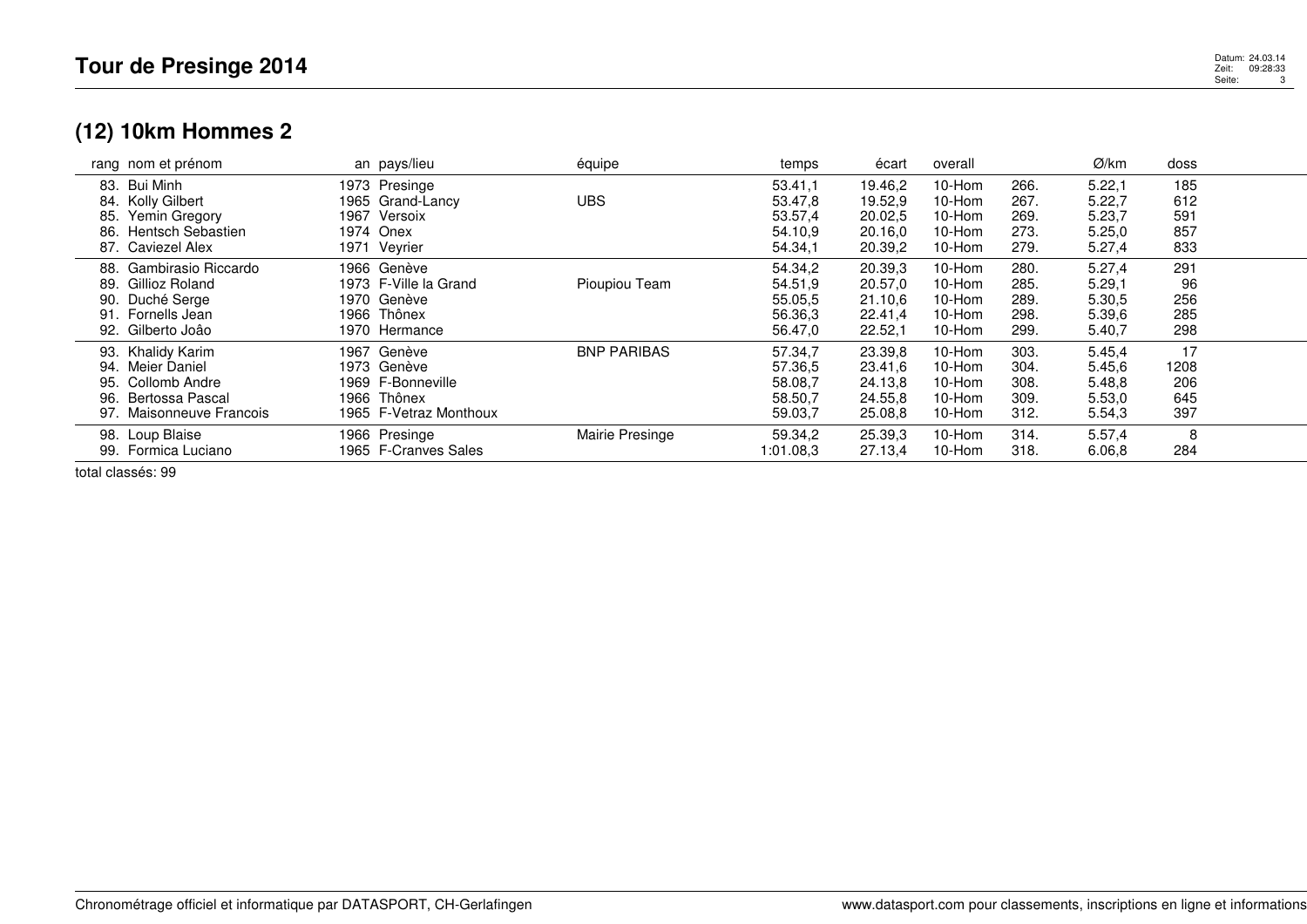## Tour de Presinge 2014

### (12) 10km Hommes 2

| rang | nom et prénom | an | pays/lieu | équipe | temps | écart | overall | | Ø/km | doss |
|---|---|---|---|---|---|---|---|---|---|---|
| 83. | Bui Minh | 1973 | Presinge | | 53.41,1 | 19.46,2 | 10-Hom | 266. | 5.22,1 | 185 |
| 84. | Kolly Gilbert | 1965 | Grand-Lancy | UBS | 53.47,8 | 19.52,9 | 10-Hom | 267. | 5.22,7 | 612 |
| 85. | Yemin Gregory | 1967 | Versoix | | 53.57,4 | 20.02,5 | 10-Hom | 269. | 5.23,7 | 591 |
| 86. | Hentsch Sebastien | 1974 | Onex | | 54.10,9 | 20.16,0 | 10-Hom | 273. | 5.25,0 | 857 |
| 87. | Caviezel Alex | 1971 | Veyrier | | 54.34,1 | 20.39,2 | 10-Hom | 279. | 5.27,4 | 833 |
| 88. | Gambirasio Riccardo | 1966 | Genève | | 54.34,2 | 20.39,3 | 10-Hom | 280. | 5.27,4 | 291 |
| 89. | Gillioz Roland | 1973 | F-Ville la Grand | Pioupiou Team | 54.51,9 | 20.57,0 | 10-Hom | 285. | 5.29,1 | 96 |
| 90. | Duché Serge | 1970 | Genève | | 55.05,5 | 21.10,6 | 10-Hom | 289. | 5.30,5 | 256 |
| 91. | Fornells Jean | 1966 | Thônex | | 56.36,3 | 22.41,4 | 10-Hom | 298. | 5.39,6 | 285 |
| 92. | Gilberto Joâo | 1970 | Hermance | | 56.47,0 | 22.52,1 | 10-Hom | 299. | 5.40,7 | 298 |
| 93. | Khalidy Karim | 1967 | Genève | BNP PARIBAS | 57.34,7 | 23.39,8 | 10-Hom | 303. | 5.45,4 | 17 |
| 94. | Meier Daniel | 1973 | Genève | | 57.36,5 | 23.41,6 | 10-Hom | 304. | 5.45,6 | 1208 |
| 95. | Collomb Andre | 1969 | F-Bonneville | | 58.08,7 | 24.13,8 | 10-Hom | 308. | 5.48,8 | 206 |
| 96. | Bertossa Pascal | 1966 | Thônex | | 58.50,7 | 24.55,8 | 10-Hom | 309. | 5.53,0 | 645 |
| 97. | Maisonneuve Francois | 1965 | F-Vetraz Monthoux | | 59.03,7 | 25.08,8 | 10-Hom | 312. | 5.54,3 | 397 |
| 98. | Loup Blaise | 1966 | Presinge | Mairie Presinge | 59.34,2 | 25.39,3 | 10-Hom | 314. | 5.57,4 | 8 |
| 99. | Formica Luciano | 1965 | F-Cranves Sales | | 1:01.08,3 | 27.13,4 | 10-Hom | 318. | 6.06,8 | 284 |

total classés: 99

Chronométrage officiel et informatique par DATASPORT, CH-Gerlafingen

www.datasport.com pour classements, inscriptions en ligne et informations